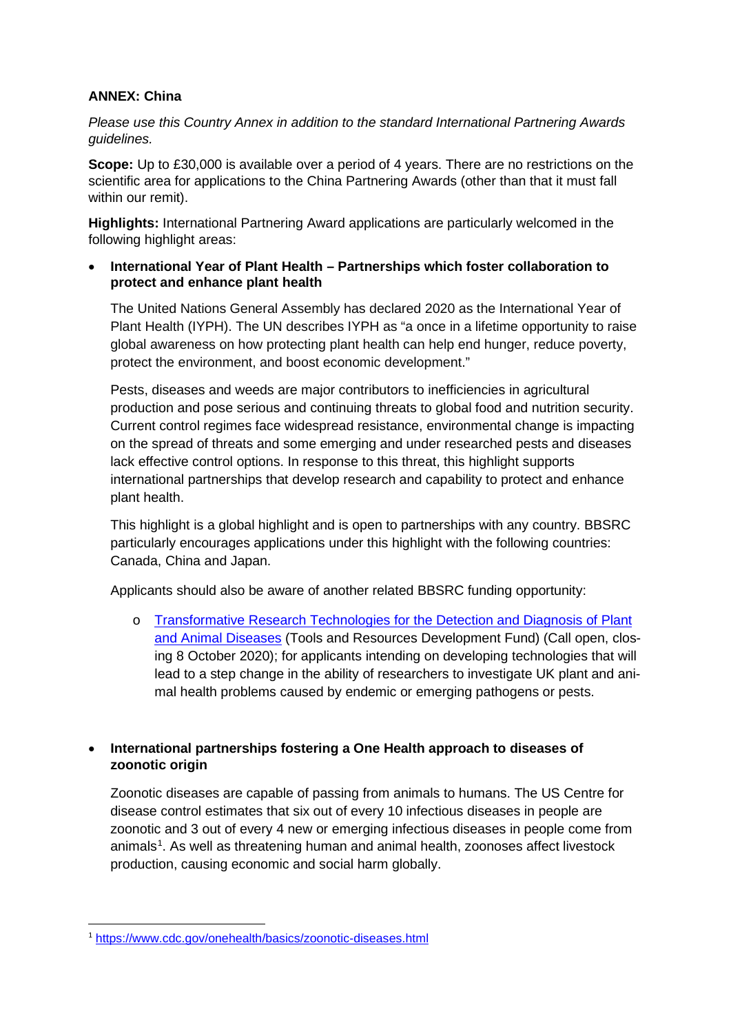**ANNEX: China**

*Please use this Country Annex in addition to the standard International Partnering Awards guidelines.*

**Scope:** Up to £30,000 is available over a period of 4 years. There are no restrictions on the scientific area for applications to the China Partnering Awards (other than that it must fall within our remit).

**Highlights:** International Partnering Award applications are particularly welcomed in the following highlight areas:

- **International Year of Plant Health – Partnerships which foster collaboration to protect and enhance plant health**

  The United Nations General Assembly has declared 2020 as the International Year of Plant Health (IYPH). The UN describes IYPH as "a once in a lifetime opportunity to raise global awareness on how protecting plant health can help end hunger, reduce poverty, protect the environment, and boost economic development."

  Pests, diseases and weeds are major contributors to inefficiencies in agricultural production and pose serious and continuing threats to global food and nutrition security. Current control regimes face widespread resistance, environmental change is impacting on the spread of threats and some emerging and under researched pests and diseases lack effective control options. In response to this threat, this highlight supports international partnerships that develop research and capability to protect and enhance plant health.

  This highlight is a global highlight and is open to partnerships with any country. BBSRC particularly encourages applications under this highlight with the following countries: Canada, China and Japan.

  Applicants should also be aware of another related BBSRC funding opportunity:

  - Transformative Research Technologies for the Detection and Diagnosis of Plant and Animal Diseases (Tools and Resources Development Fund) (Call open, closing 8 October 2020); for applicants intending on developing technologies that will lead to a step change in the ability of researchers to investigate UK plant and animal health problems caused by endemic or emerging pathogens or pests.

- **International partnerships fostering a One Health approach to diseases of zoonotic origin**

  Zoonotic diseases are capable of passing from animals to humans. The US Centre for disease control estimates that six out of every 10 infectious diseases in people are zoonotic and 3 out of every 4 new or emerging infectious diseases in people come from animals[1]. As well as threatening human and animal health, zoonoses affect livestock production, causing economic and social harm globally.

[1] https://www.cdc.gov/onehealth/basics/zoonotic-diseases.html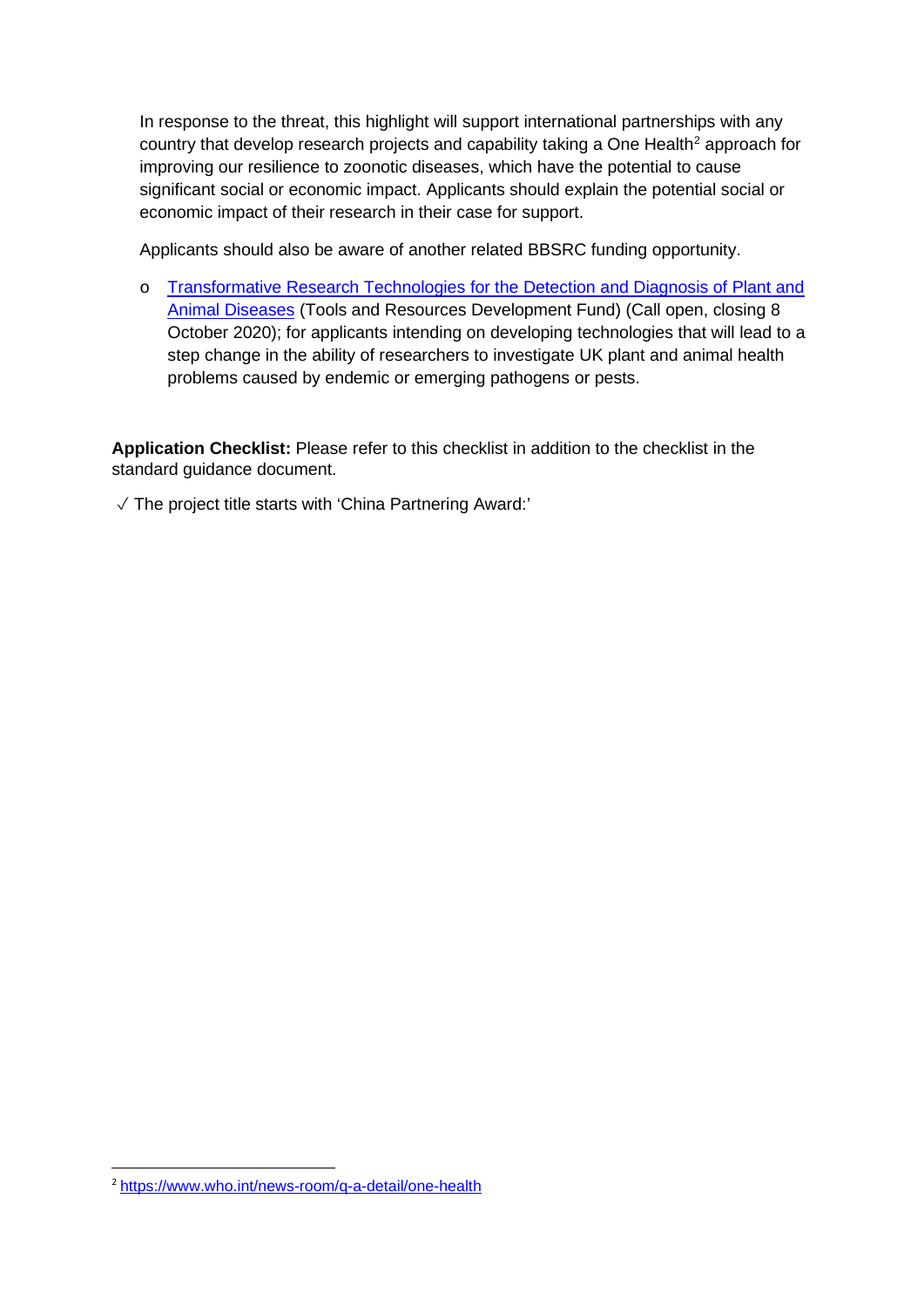In response to the threat, this highlight will support international partnerships with any country that develop research projects and capability taking a One Health[2] approach for improving our resilience to zoonotic diseases, which have the potential to cause significant social or economic impact. Applicants should explain the potential social or economic impact of their research in their case for support.

Applicants should also be aware of another related BBSRC funding opportunity.

- [Transformative Research Technologies for the Detection and Diagnosis of Plant and Animal Diseases](#) (Tools and Resources Development Fund) (Call open, closing 8 October 2020); for applicants intending on developing technologies that will lead to a step change in the ability of researchers to investigate UK plant and animal health problems caused by endemic or emerging pathogens or pests.

**Application Checklist:** Please refer to this checklist in addition to the checklist in the standard guidance document.

✓ The project title starts with 'China Partnering Award:'

[2] https://www.who.int/news-room/q-a-detail/one-health